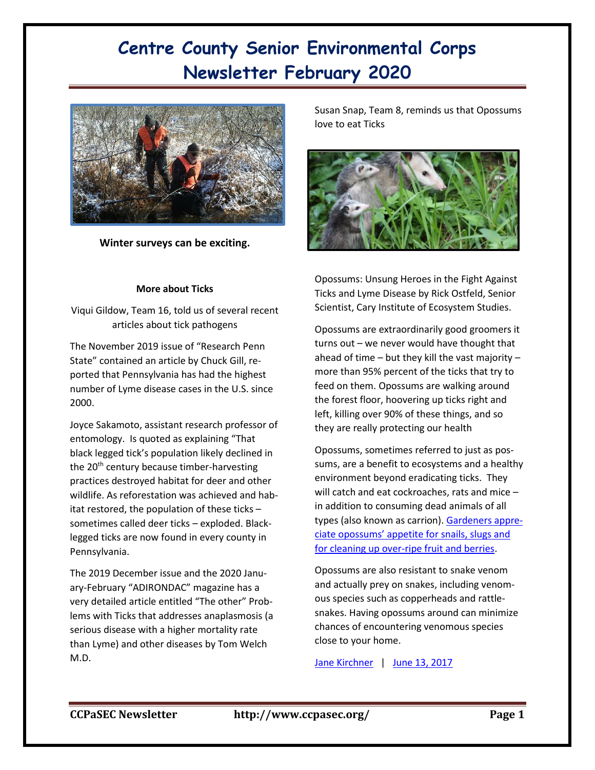# Centre County Senior Environmental Corps Newsletter February 2020

**Winter surveys can be exciting.**

### More about Ticks

Viqui Gildow, Team 16, told us of several recent articles about tick pathogens

The November 2019 issue of "Research Penn State" contained an article by Chuck Gill, reported that Pennsylvania has had the highest number of Lyme disease cases in the U.S. since 2000.

Joyce Sakamoto, assistant research professor of entomology. Is quoted as explaining "That black legged tick's population likely declined in the 20th century because timber-harvesting practices destroyed habitat for deer and other wildlife. As reforestation was achieved and habitat restored, the population of these ticks – sometimes called deer ticks – exploded. Blacklegged ticks are now found in every county in Pennsylvania.

The 2019 December issue and the 2020 January-February "ADIRONDAC" magazine has a very detailed article entitled "The other" Problems with Ticks that addresses anaplasmosis (a serious disease with a higher mortality rate than Lyme) and other diseases by Tom Welch M.D.

Susan Snap, Team 8, reminds us that Opossums love to eat Ticks

Opossums: Unsung Heroes in the Fight Against Ticks and Lyme Disease by Rick Ostfeld, Senior Scientist, Cary Institute of Ecosystem Studies.

Opossums are extraordinarily good groomers it turns out – we never would have thought that ahead of time – but they kill the vast majority – more than 95% percent of the ticks that try to feed on them. Opossums are walking around the forest floor, hoovering up ticks right and left, killing over 90% of these things, and so they are really protecting our health

Opossums, sometimes referred to just as possums, are a benefit to ecosystems and a healthy environment beyond eradicating ticks. They will catch and eat cockroaches, rats and mice – in addition to consuming dead animals of all types (also known as carrion). Gardeners appreciate opossums' appetite for snails, slugs and for cleaning up over-ripe fruit and berries.

Opossums are also resistant to snake venom and actually prey on snakes, including venomous species such as copperheads and rattlesnakes. Having opossums around can minimize chances of encountering venomous species close to your home.

Jane Kirchner | June 13, 2017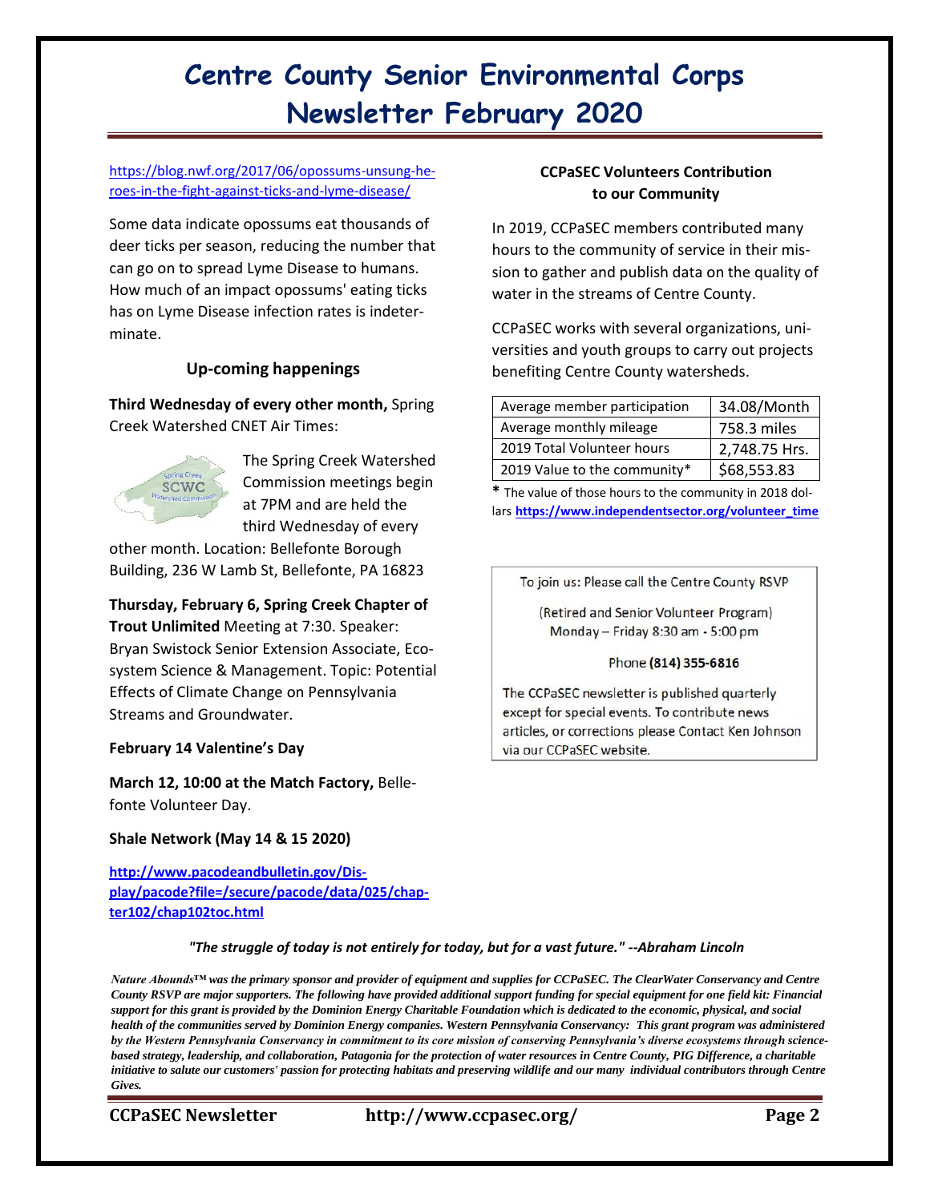# Centre County Senior Environmental Corps Newsletter February 2020

https://blog.nwf.org/2017/06/opossums-unsung-heroes-in-the-fight-against-ticks-and-lyme-disease/

Some data indicate opossums eat thousands of deer ticks per season, reducing the number that can go on to spread Lyme Disease to humans. How much of an impact opossums' eating ticks has on Lyme Disease infection rates is indeterminate.

## Up-coming happenings

**Third Wednesday of every other month,** Spring Creek Watershed CNET Air Times:

The Spring Creek Watershed Commission meetings begin at 7PM and are held the third Wednesday of every other month. Location: Bellefonte Borough Building, 236 W Lamb St, Bellefonte, PA 16823

**Thursday, February 6, Spring Creek Chapter of Trout Unlimited** Meeting at 7:30. Speaker: Bryan Swistock Senior Extension Associate, Ecosystem Science & Management. Topic: Potential Effects of Climate Change on Pennsylvania Streams and Groundwater.

**February 14 Valentine's Day**

**March 12, 10:00 at the Match Factory,** Bellefonte Volunteer Day.

**Shale Network (May 14 & 15 2020)**

**http://www.pacodeandbulletin.gov/Display/pacode?file=/secure/pacode/data/025/chapter102/chap102toc.html**

### CCPaSEC Volunteers Contribution to our Community

In 2019, CCPaSEC members contributed many hours to the community of service in their mission to gather and publish data on the quality of water in the streams of Centre County.

CCPaSEC works with several organizations, universities and youth groups to carry out projects benefiting Centre County watersheds.

| | |
|---|---|
| Average member participation | 34.08/Month |
| Average monthly mileage | 758.3 miles |
| 2019 Total Volunteer hours | 2,748.75 Hrs. |
| 2019 Value to the community* | $68,553.83 |

\* The value of those hours to the community in 2018 dollars **https://www.independentsector.org/volunteer_time**

To join us: Please call the Centre County RSVP

(Retired and Senior Volunteer Program)
Monday – Friday 8:30 am - 5:00 pm

Phone **(814) 355-6816**

The CCPaSEC newsletter is published quarterly except for special events. To contribute news articles, or corrections please Contact Ken Johnson via our CCPaSEC website.

*"The struggle of today is not entirely for today, but for a vast future." --Abraham Lincoln*

***Nature Abounds™ was the primary sponsor and provider of equipment and supplies for CCPaSEC. The ClearWater Conservancy and Centre County RSVP are major supporters. The following have provided additional support funding for special equipment for one field kit: Financial support for this grant is provided by the Dominion Energy Charitable Foundation which is dedicated to the economic, physical, and social health of the communities served by Dominion Energy companies. Western Pennsylvania Conservancy: This grant program was administered by the Western Pennsylvania Conservancy in commitment to its core mission of conserving Pennsylvania's diverse ecosystems through science-based strategy, leadership, and collaboration, Patagonia for the protection of water resources in Centre County, PIG Difference, a charitable initiative to salute our customers' passion for protecting habitats and preserving wildlife and our many individual contributors through Centre Gives.***

**CCPaSEC Newsletter** **http://www.ccpasec.org/**